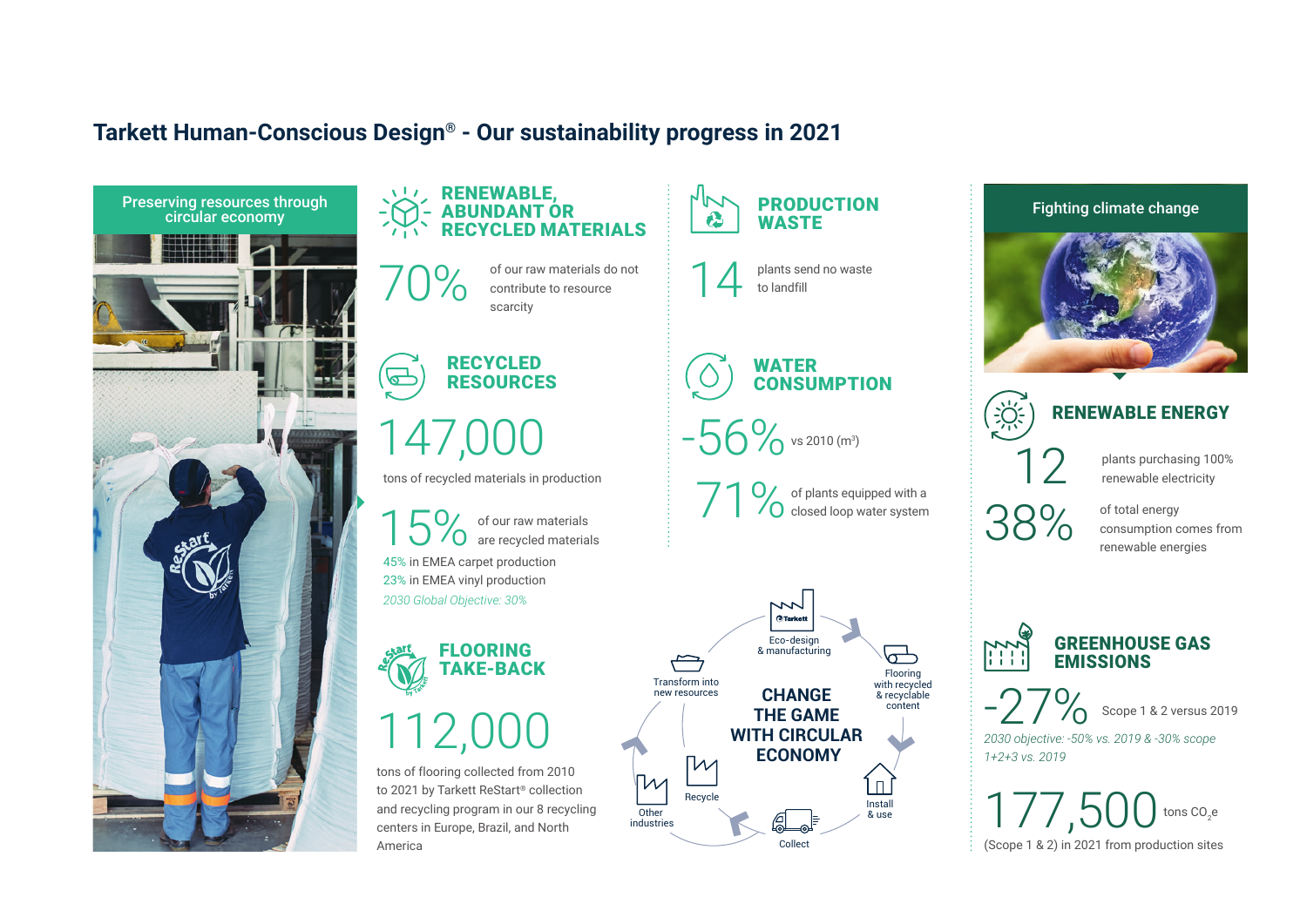# Tarkett Human-Conscious Design® - Our sustainability progress in 2021

## Preserving resources through circular economy

### RENEWABLE, ABUNDANT OR RECYCLED MATERIALS

**70%** of our raw materials do not contribute to resource scarcity

### RECYCLED RESOURCES

**147,000** tons of recycled materials in production

**15%** of our raw materials are recycled materials

45% in EMEA carpet production

23% in EMEA vinyl production

*2030 Global Objective: 30%*

### FLOORING TAKE-BACK

**112,000** tons of flooring collected from 2010 to 2021 by Tarkett ReStart® collection and recycling program in our 8 recycling centers in Europe, Brazil, and North America

### PRODUCTION WASTE

**14** plants send no waste to landfill

### WATER CONSUMPTION

**-56%** vs 2010 ($m^3$)

**71%** of plants equipped with a closed loop water system

### CHANGE THE GAME WITH CIRCULAR ECONOMY

- Eco-design & manufacturing
- Flooring with recycled & recyclable content
- Install & use
- Collect
- Recycle
- Other industries
- Transform into new resources

## Fighting climate change

### RENEWABLE ENERGY

**12** plants purchasing 100% renewable electricity

**38%** of total energy consumption comes from renewable energies

### GREENHOUSE GAS EMISSIONS

**-27%** Scope 1 & 2 versus 2019

*2030 objective: -50% vs. 2019 & -30% scope 1+2+3 vs. 2019*

**177,500** tons $CO_2e$ (Scope 1 & 2) in 2021 from production sites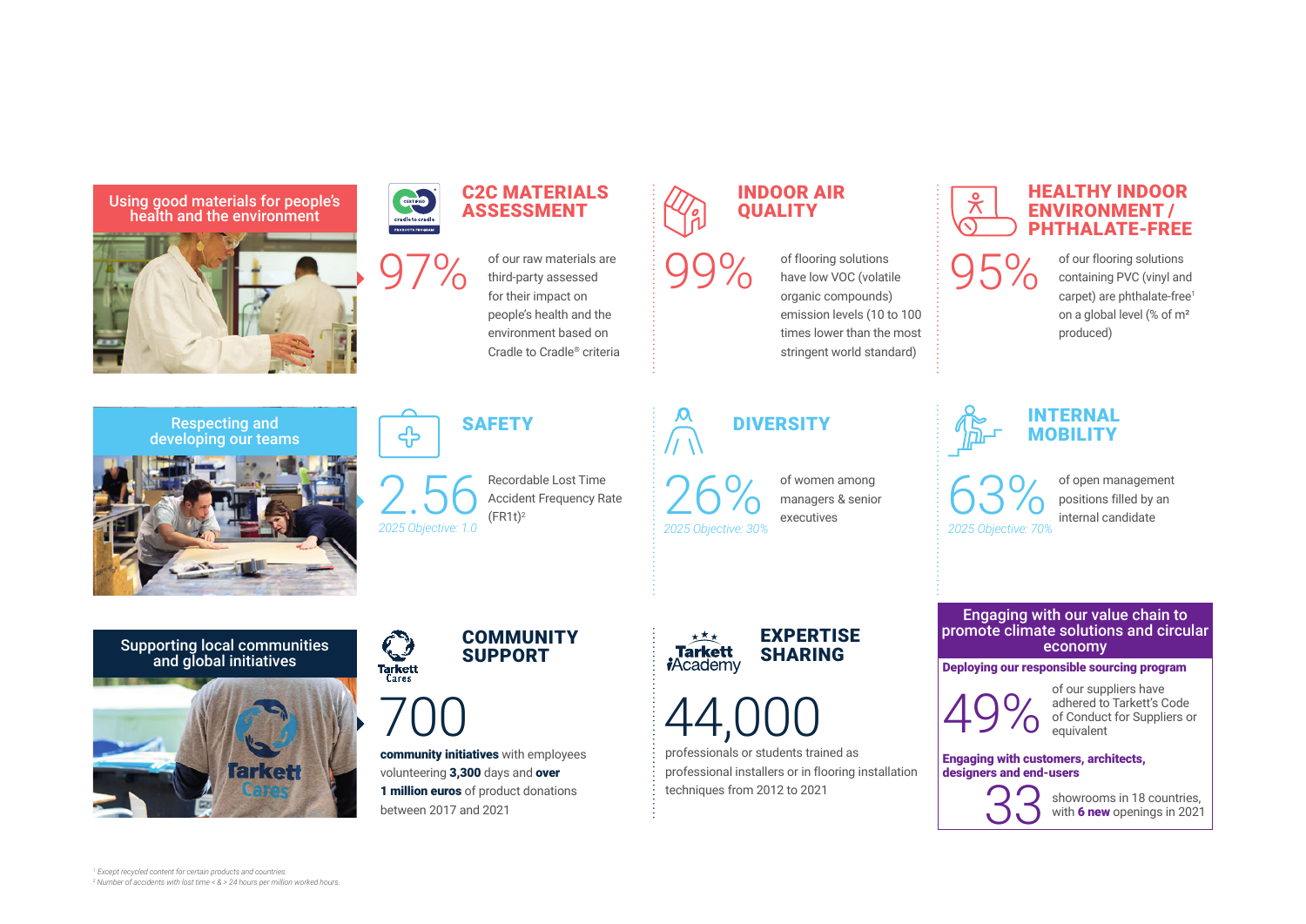## Using good materials for people's health and the environment

### C2C MATERIALS ASSESSMENT

**97%** of our raw materials are third-party assessed for their impact on people's health and the environment based on Cradle to Cradle® criteria

### INDOOR AIR QUALITY

**99%** of flooring solutions have low VOC (volatile organic compounds) emission levels (10 to 100 times lower than the most stringent world standard)

### HEALTHY INDOOR ENVIRONMENT / PHTHALATE-FREE

**95%** of our flooring solutions containing PVC (vinyl and carpet) are phthalate-free[1] on a global level (% of m² produced)

## Respecting and developing our teams

### SAFETY

**2.56** Recordable Lost Time Accident Frequency Rate (FR1t)[2]

*2025 Objective: 1.0*

### DIVERSITY

**26%** of women among managers & senior executives

*2025 Objective: 30%*

### INTERNAL MOBILITY

**63%** of open management positions filled by an internal candidate

*2025 Objective: 70%*

## Supporting local communities and global initiatives

### COMMUNITY SUPPORT

**700**

**community initiatives** with employees volunteering **3,300** days and **over 1 million euros** of product donations between 2017 and 2021

### EXPERTISE SHARING

**44,000**

professionals or students trained as professional installers or in flooring installation techniques from 2012 to 2021

## Engaging with our value chain to promote climate solutions and circular economy

**Deploying our responsible sourcing program**

**49%** of our suppliers have adhered to Tarkett's Code of Conduct for Suppliers or equivalent

**Engaging with customers, architects, designers and end-users**

**33** showrooms in 18 countries, with **6 new** openings in 2021

*[1] Except recycled content for certain products and countries.*
*[2] Number of accidents with lost time < & > 24 hours per million worked hours.*